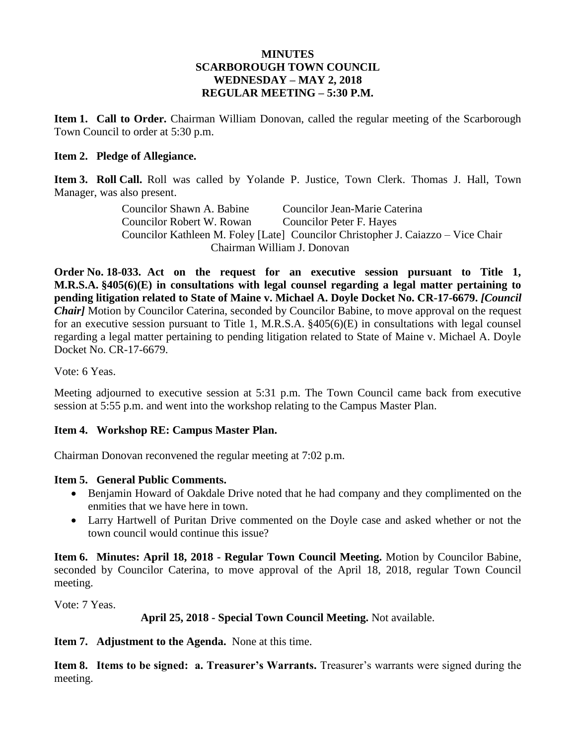**MINUTES**
**SCARBOROUGH TOWN COUNCIL**
**WEDNESDAY – MAY 2, 2018**
**REGULAR MEETING – 5:30 P.M.**

**Item 1. Call to Order.** Chairman William Donovan, called the regular meeting of the Scarborough Town Council to order at 5:30 p.m.

**Item 2. Pledge of Allegiance.**

**Item 3. Roll Call.** Roll was called by Yolande P. Justice, Town Clerk. Thomas J. Hall, Town Manager, was also present.

Councilor Shawn A. Babine  Councilor Jean-Marie Caterina
Councilor Robert W. Rowan  Councilor Peter F. Hayes
Councilor Kathleen M. Foley [Late]  Councilor Christopher J. Caiazzo – Vice Chair
Chairman William J. Donovan

**Order No. 18-033. Act on the request for an executive session pursuant to Title 1, M.R.S.A. §405(6)(E) in consultations with legal counsel regarding a legal matter pertaining to pending litigation related to State of Maine v. Michael A. Doyle Docket No. CR-17-6679.** ***[Council Chair]*** Motion by Councilor Caterina, seconded by Councilor Babine, to move approval on the request for an executive session pursuant to Title 1, M.R.S.A. §405(6)(E) in consultations with legal counsel regarding a legal matter pertaining to pending litigation related to State of Maine v. Michael A. Doyle Docket No. CR-17-6679.

Vote: 6 Yeas.

Meeting adjourned to executive session at 5:31 p.m. The Town Council came back from executive session at 5:55 p.m. and went into the workshop relating to the Campus Master Plan.

**Item 4. Workshop RE: Campus Master Plan.**

Chairman Donovan reconvened the regular meeting at 7:02 p.m.

**Item 5. General Public Comments.**

- Benjamin Howard of Oakdale Drive noted that he had company and they complimented on the enmities that we have here in town.
- Larry Hartwell of Puritan Drive commented on the Doyle case and asked whether or not the town council would continue this issue?

**Item 6. Minutes: April 18, 2018 - Regular Town Council Meeting.** Motion by Councilor Babine, seconded by Councilor Caterina, to move approval of the April 18, 2018, regular Town Council meeting.

Vote: 7 Yeas.

**April 25, 2018 - Special Town Council Meeting.** Not available.

**Item 7. Adjustment to the Agenda.** None at this time.

**Item 8. Items to be signed: a. Treasurer's Warrants.** Treasurer's warrants were signed during the meeting.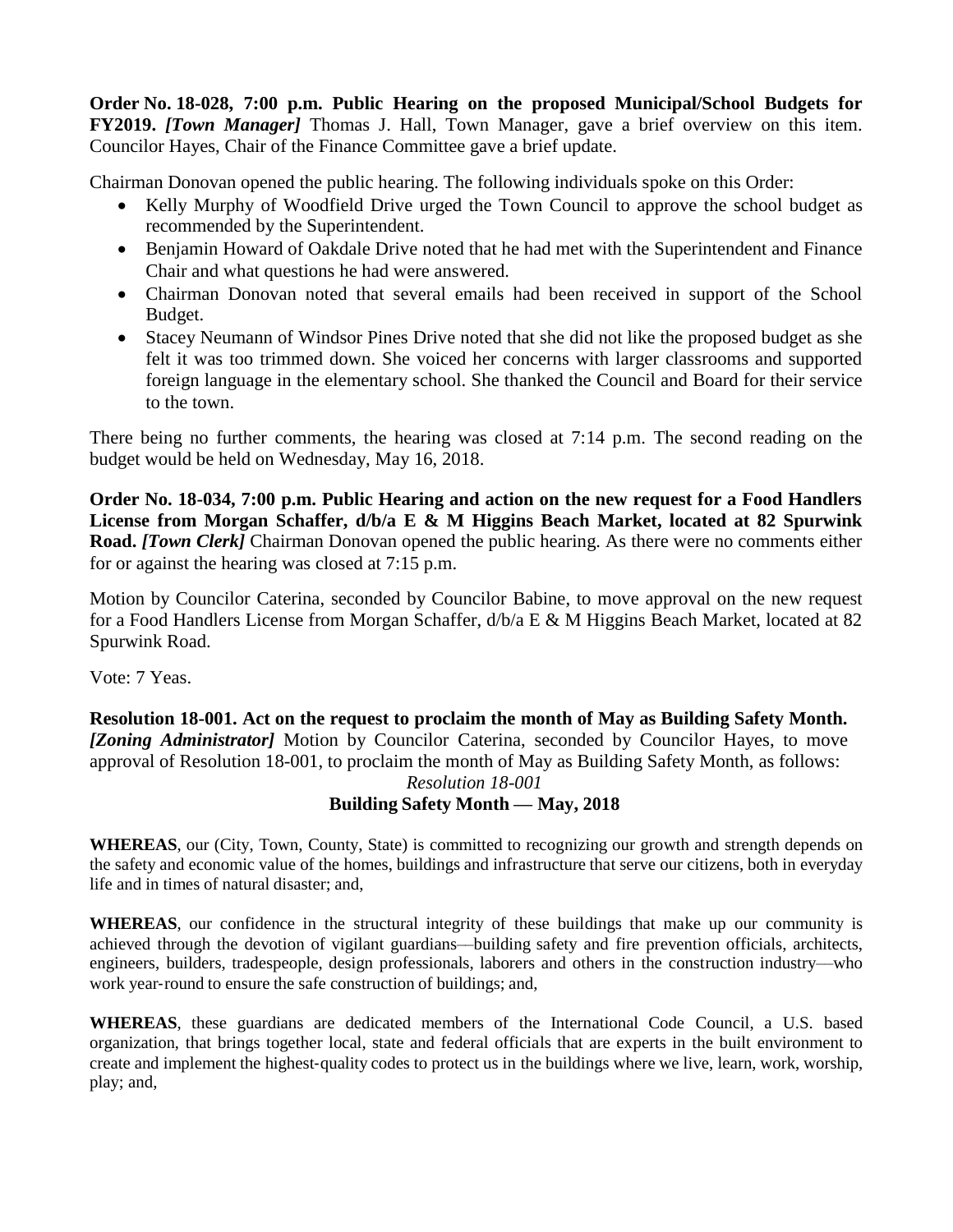**Order No. 18-028, 7:00 p.m. Public Hearing on the proposed Municipal/School Budgets for FY2019.** ***[Town Manager]*** Thomas J. Hall, Town Manager, gave a brief overview on this item. Councilor Hayes, Chair of the Finance Committee gave a brief update.

Chairman Donovan opened the public hearing. The following individuals spoke on this Order:

- Kelly Murphy of Woodfield Drive urged the Town Council to approve the school budget as recommended by the Superintendent.
- Benjamin Howard of Oakdale Drive noted that he had met with the Superintendent and Finance Chair and what questions he had were answered.
- Chairman Donovan noted that several emails had been received in support of the School Budget.
- Stacey Neumann of Windsor Pines Drive noted that she did not like the proposed budget as she felt it was too trimmed down. She voiced her concerns with larger classrooms and supported foreign language in the elementary school. She thanked the Council and Board for their service to the town.

There being no further comments, the hearing was closed at 7:14 p.m. The second reading on the budget would be held on Wednesday, May 16, 2018.

**Order No. 18-034, 7:00 p.m. Public Hearing and action on the new request for a Food Handlers License from Morgan Schaffer, d/b/a E & M Higgins Beach Market, located at 82 Spurwink Road.** ***[Town Clerk]*** Chairman Donovan opened the public hearing. As there were no comments either for or against the hearing was closed at 7:15 p.m.

Motion by Councilor Caterina, seconded by Councilor Babine, to move approval on the new request for a Food Handlers License from Morgan Schaffer, d/b/a E & M Higgins Beach Market, located at 82 Spurwink Road.

Vote: 7 Yeas.

**Resolution 18-001. Act on the request to proclaim the month of May as Building Safety Month.** ***[Zoning Administrator]*** Motion by Councilor Caterina, seconded by Councilor Hayes, to move approval of Resolution 18-001, to proclaim the month of May as Building Safety Month, as follows:

*Resolution 18-001*

**Building Safety Month — May, 2018**

**WHEREAS**, our (City, Town, County, State) is committed to recognizing our growth and strength depends on the safety and economic value of the homes, buildings and infrastructure that serve our citizens, both in everyday life and in times of natural disaster; and,

**WHEREAS**, our confidence in the structural integrity of these buildings that make up our community is achieved through the devotion of vigilant guardians—building safety and fire prevention officials, architects, engineers, builders, tradespeople, design professionals, laborers and others in the construction industry—who work year-round to ensure the safe construction of buildings; and,

**WHEREAS**, these guardians are dedicated members of the International Code Council, a U.S. based organization, that brings together local, state and federal officials that are experts in the built environment to create and implement the highest-quality codes to protect us in the buildings where we live, learn, work, worship, play; and,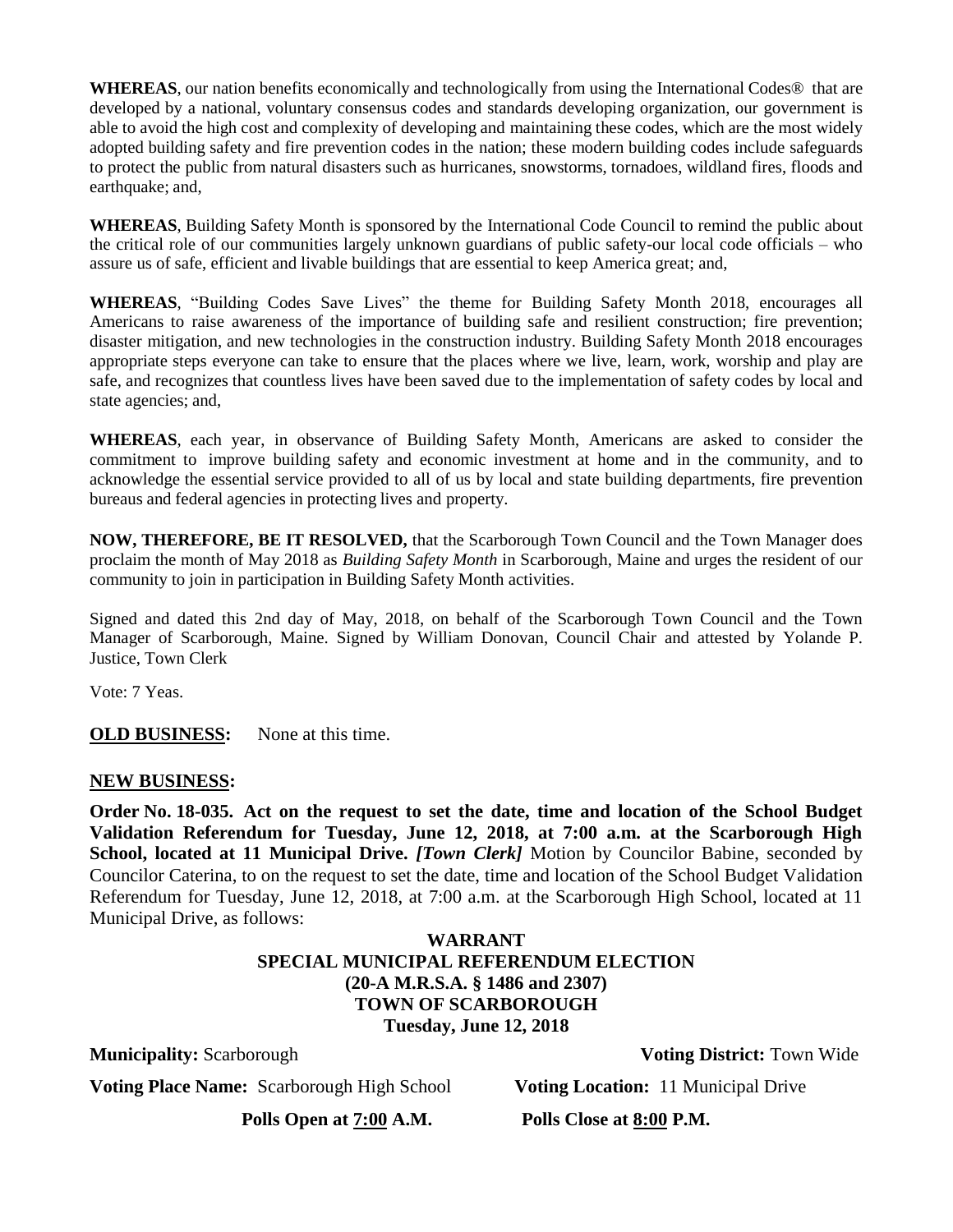**WHEREAS**, our nation benefits economically and technologically from using the International Codes® that are developed by a national, voluntary consensus codes and standards developing organization, our government is able to avoid the high cost and complexity of developing and maintaining these codes, which are the most widely adopted building safety and fire prevention codes in the nation; these modern building codes include safeguards to protect the public from natural disasters such as hurricanes, snowstorms, tornadoes, wildland fires, floods and earthquake; and,

**WHEREAS**, Building Safety Month is sponsored by the International Code Council to remind the public about the critical role of our communities largely unknown guardians of public safety-our local code officials – who assure us of safe, efficient and livable buildings that are essential to keep America great; and,

**WHEREAS**, "Building Codes Save Lives" the theme for Building Safety Month 2018, encourages all Americans to raise awareness of the importance of building safe and resilient construction; fire prevention; disaster mitigation, and new technologies in the construction industry. Building Safety Month 2018 encourages appropriate steps everyone can take to ensure that the places where we live, learn, work, worship and play are safe, and recognizes that countless lives have been saved due to the implementation of safety codes by local and state agencies; and,

**WHEREAS**, each year, in observance of Building Safety Month, Americans are asked to consider the commitment to improve building safety and economic investment at home and in the community, and to acknowledge the essential service provided to all of us by local and state building departments, fire prevention bureaus and federal agencies in protecting lives and property.

**NOW, THEREFORE, BE IT RESOLVED,** that the Scarborough Town Council and the Town Manager does proclaim the month of May 2018 as *Building Safety Month* in Scarborough, Maine and urges the resident of our community to join in participation in Building Safety Month activities.

Signed and dated this 2nd day of May, 2018, on behalf of the Scarborough Town Council and the Town Manager of Scarborough, Maine. Signed by William Donovan, Council Chair and attested by Yolande P. Justice, Town Clerk

Vote: 7 Yeas.

**OLD BUSINESS:** None at this time.

**NEW BUSINESS:**

**Order No. 18-035. Act on the request to set the date, time and location of the School Budget Validation Referendum for Tuesday, June 12, 2018, at 7:00 a.m. at the Scarborough High School, located at 11 Municipal Drive.** ***[Town Clerk]*** Motion by Councilor Babine, seconded by Councilor Caterina, to on the request to set the date, time and location of the School Budget Validation Referendum for Tuesday, June 12, 2018, at 7:00 a.m. at the Scarborough High School, located at 11 Municipal Drive, as follows:

**WARRANT**
**SPECIAL MUNICIPAL REFERENDUM ELECTION**
**(20-A M.R.S.A. § 1486 and 2307)**
**TOWN OF SCARBOROUGH**
**Tuesday, June 12, 2018**

**Municipality:** Scarborough **Voting District:** Town Wide

**Voting Place Name:** Scarborough High School **Voting Location:** 11 Municipal Drive

**Polls Open at 7:00 A.M.** **Polls Close at 8:00 P.M.**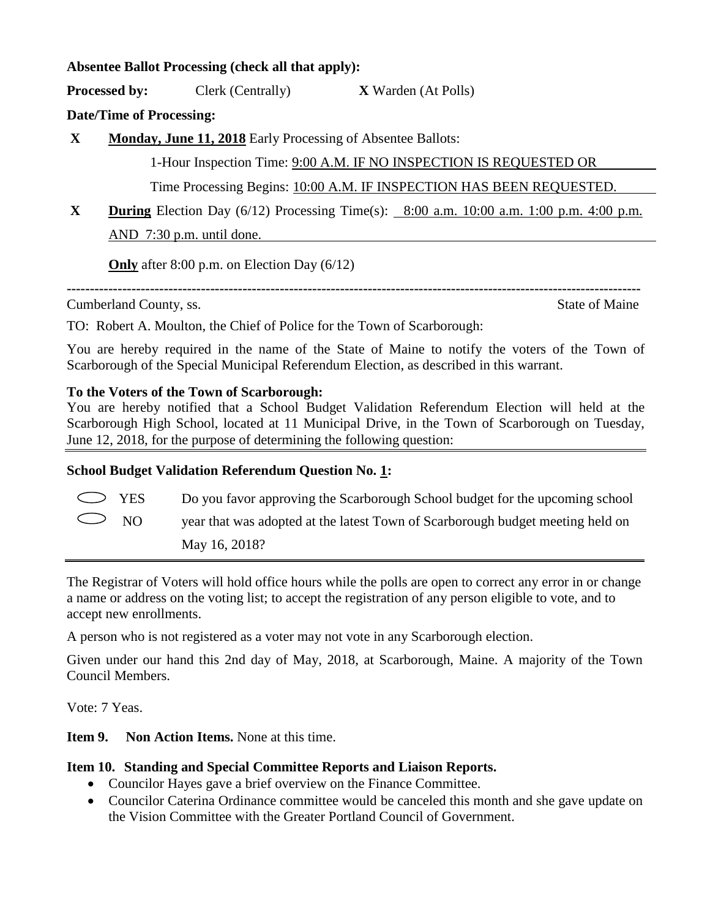**Absentee Ballot Processing (check all that apply):**

**Processed by:** Clerk (Centrally) **X** Warden (At Polls)

**Date/Time of Processing:**

**X** **Monday, June 11, 2018** Early Processing of Absentee Ballots:

1-Hour Inspection Time: 9:00 A.M. IF NO INSPECTION IS REQUESTED OR

Time Processing Begins: 10:00 A.M. IF INSPECTION HAS BEEN REQUESTED.

**X** **During** Election Day (6/12) Processing Time(s): 8:00 a.m. 10:00 a.m. 1:00 p.m. 4:00 p.m. AND 7:30 p.m. until done.

**Only** after 8:00 p.m. on Election Day (6/12)

---

Cumberland County, ss. State of Maine

TO: Robert A. Moulton, the Chief of Police for the Town of Scarborough:

You are hereby required in the name of the State of Maine to notify the voters of the Town of Scarborough of the Special Municipal Referendum Election, as described in this warrant.

**To the Voters of the Town of Scarborough:**

You are hereby notified that a School Budget Validation Referendum Election will held at the Scarborough High School, located at 11 Municipal Drive, in the Town of Scarborough on Tuesday, June 12, 2018, for the purpose of determining the following question:

**School Budget Validation Referendum Question No. 1:**

| | |
|---|---|
| ⬭ YES<br>⬭ NO | Do you favor approving the Scarborough School budget for the upcoming school year that was adopted at the latest Town of Scarborough budget meeting held on May 16, 2018? |

The Registrar of Voters will hold office hours while the polls are open to correct any error in or change a name or address on the voting list; to accept the registration of any person eligible to vote, and to accept new enrollments.

A person who is not registered as a voter may not vote in any Scarborough election.

Given under our hand this 2nd day of May, 2018, at Scarborough, Maine. A majority of the Town Council Members.

Vote: 7 Yeas.

**Item 9. Non Action Items.** None at this time.

**Item 10. Standing and Special Committee Reports and Liaison Reports.**

- Councilor Hayes gave a brief overview on the Finance Committee.
- Councilor Caterina Ordinance committee would be canceled this month and she gave update on the Vision Committee with the Greater Portland Council of Government.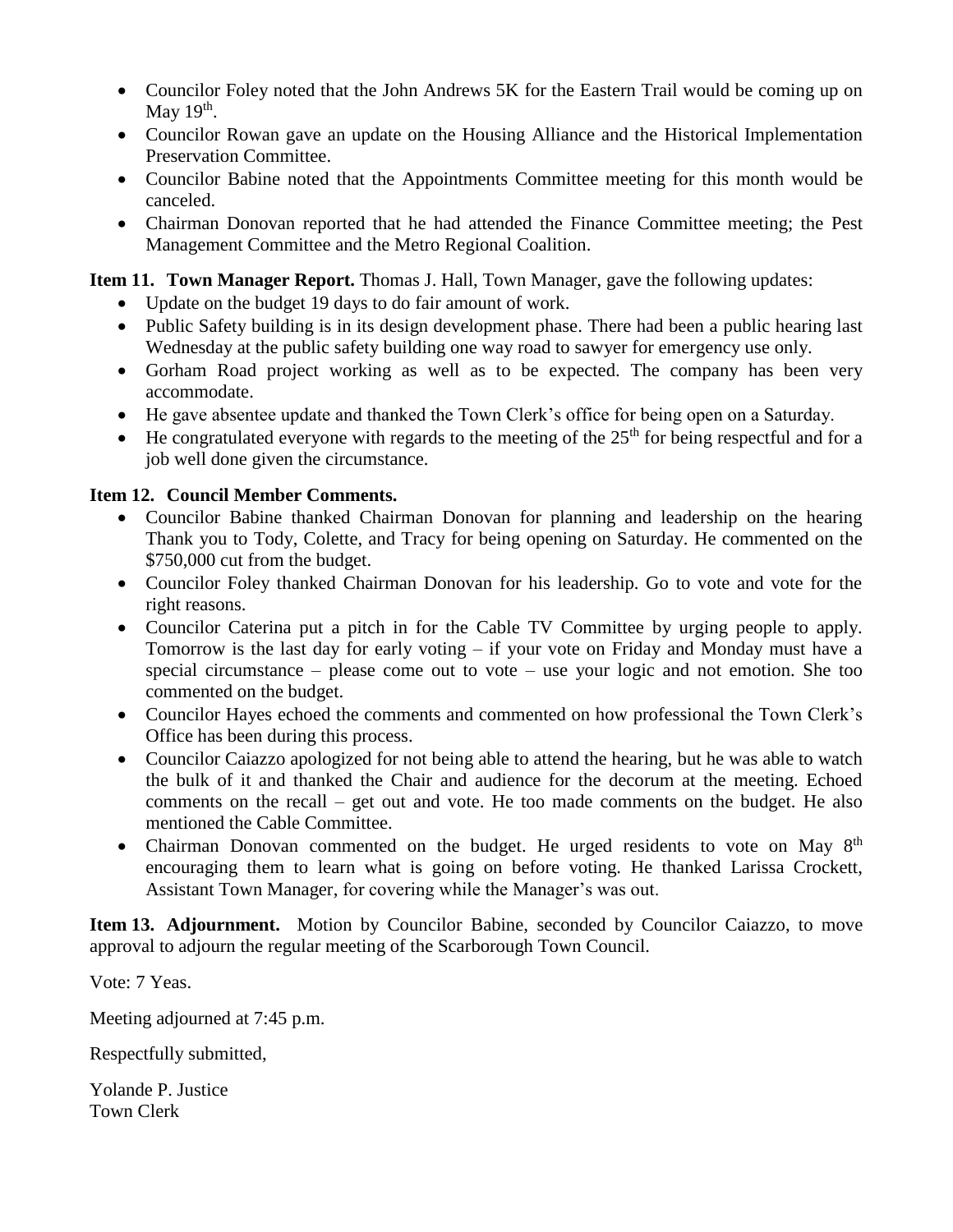- Councilor Foley noted that the John Andrews 5K for the Eastern Trail would be coming up on May 19th.
- Councilor Rowan gave an update on the Housing Alliance and the Historical Implementation Preservation Committee.
- Councilor Babine noted that the Appointments Committee meeting for this month would be canceled.
- Chairman Donovan reported that he had attended the Finance Committee meeting; the Pest Management Committee and the Metro Regional Coalition.

**Item 11. Town Manager Report.** Thomas J. Hall, Town Manager, gave the following updates:

- Update on the budget 19 days to do fair amount of work.
- Public Safety building is in its design development phase. There had been a public hearing last Wednesday at the public safety building one way road to sawyer for emergency use only.
- Gorham Road project working as well as to be expected. The company has been very accommodate.
- He gave absentee update and thanked the Town Clerk's office for being open on a Saturday.
- He congratulated everyone with regards to the meeting of the 25th for being respectful and for a job well done given the circumstance.

**Item 12. Council Member Comments.**

- Councilor Babine thanked Chairman Donovan for planning and leadership on the hearing Thank you to Tody, Colette, and Tracy for being opening on Saturday. He commented on the $750,000 cut from the budget.
- Councilor Foley thanked Chairman Donovan for his leadership. Go to vote and vote for the right reasons.
- Councilor Caterina put a pitch in for the Cable TV Committee by urging people to apply. Tomorrow is the last day for early voting – if your vote on Friday and Monday must have a special circumstance – please come out to vote – use your logic and not emotion. She too commented on the budget.
- Councilor Hayes echoed the comments and commented on how professional the Town Clerk's Office has been during this process.
- Councilor Caiazzo apologized for not being able to attend the hearing, but he was able to watch the bulk of it and thanked the Chair and audience for the decorum at the meeting. Echoed comments on the recall – get out and vote. He too made comments on the budget. He also mentioned the Cable Committee.
- Chairman Donovan commented on the budget. He urged residents to vote on May 8th encouraging them to learn what is going on before voting. He thanked Larissa Crockett, Assistant Town Manager, for covering while the Manager's was out.

**Item 13. Adjournment.** Motion by Councilor Babine, seconded by Councilor Caiazzo, to move approval to adjourn the regular meeting of the Scarborough Town Council.

Vote: 7 Yeas.

Meeting adjourned at 7:45 p.m.

Respectfully submitted,

Yolande P. Justice
Town Clerk